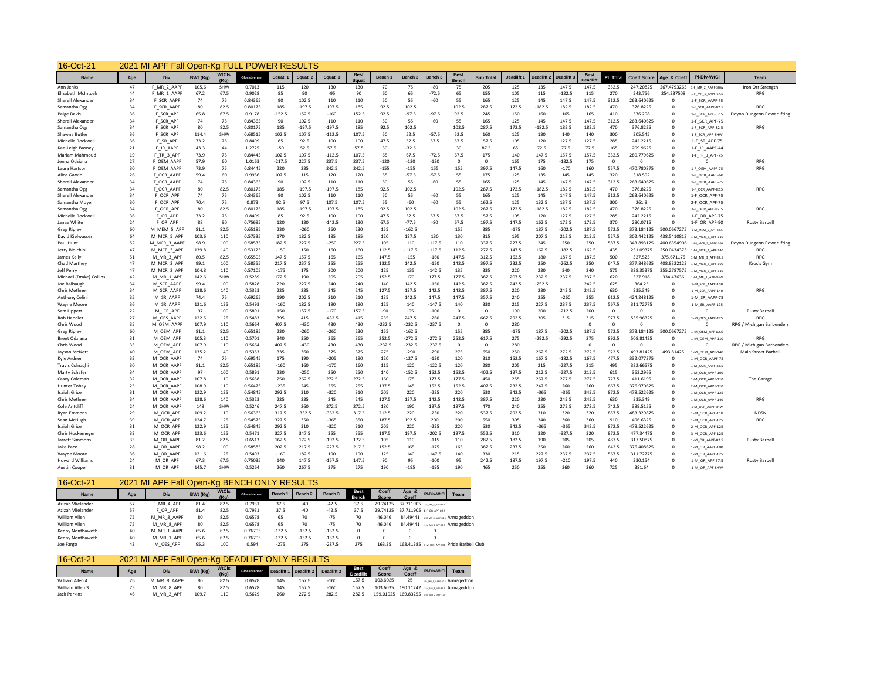## 16-Oct-21 2021 MI APF Fall Open-Kg FULL POWER RESULTS

| Name | Age | Div | BWt (Kg) | WtCls (Kg) | Glossbrenner | Squat 1 | Squat 2 | Squat 3 | Best Squat | Bench 1 | Bench 2 | Bench 3 | Best Bench | Sub Total | Deadlift 1 | Deadlift 2 | Deadlift 3 | Best Deadlift | PL Total | Coeff Score | Age & Coeff | Pl-Div-WtCl | Team |
|---|---|---|---|---|---|---|---|---|---|---|---|---|---|---|---|---|---|---|---|---|---|---|---|
| Ann Jenks | 47 | F_MR_2_AAPF | 105.6 | SHW | 0.7013 | 115 | 120 | 130 | 130 | 70 | 75 | -80 | 75 | 205 | 125 | 135 | 147.5 | 147.5 | 352.5 | 247.20825 | 267.4793265 | 1-F_MR_2_AAPF-SHW | Iron Orr Strength |
| Elizabeth McIntosh | 44 | F_MR_1_AAPF | 67.2 | 67.5 | 0.9028 | 85 | 90 | -95 | 90 | 60 | 65 | -72.5 | 65 | 155 | 105 | 115 | -122.5 | 115 | 270 | 243.756 | 254.237508 | 1-F_MR_1_AAPF-67.5 | RPG |
| Sherell Alexander | 34 | F_SCR_AAPF | 74 | 75 | 0.84365 | 90 | 102.5 | 110 | 110 | 50 | 55 | -60 | 55 | 165 | 125 | 145 | 147.5 | 147.5 | 312.5 | 263.640625 | 0 | 1-F_SCR_AAPF-75 | |
| Samantha Ogg | 34 | F_SCR_AAPF | 80 | 82.5 | 0.80175 | 185 | -197.5 | -197.5 | 185 | 92.5 | 102.5 | | 102.5 | 287.5 | 172.5 | -182.5 | 182.5 | 182.5 | 470 | 376.8225 | 0 | 1-F_SCR_AAPF-82.5 | RPG |
| Paige Davis | 36 | F_SCR_APF | 65.8 | 67.5 | 0.9178 | -152.5 | 152.5 | -160 | 152.5 | 92.5 | -97.5 | -97.5 | 92.5 | 245 | 150 | 160 | 165 | 165 | 410 | 376.298 | 0 | 1-F_SCR_APF-67.5 | Doyon Dungeon Powerlifting |
| Sherell Alexander | 34 | F_SCR_APF | 74 | 75 | 0.84365 | 90 | 102.5 | 110 | 110 | 50 | 55 | -60 | 55 | 165 | 125 | 145 | 147.5 | 147.5 | 312.5 | 263.640625 | 0 | 1-F_SCR_APF-75 | |
| Samantha Ogg | 34 | F_SCR_APF | 80 | 82.5 | 0.80175 | 185 | -197.5 | -197.5 | 185 | 92.5 | 102.5 | | 102.5 | 287.5 | 172.5 | -182.5 | 182.5 | 182.5 | 470 | 376.8225 | 0 | 1-F_SCR_APF-82.5 | RPG |
| Shawna Butler | 36 | F_SCR_APF | 114.4 | SHW | 0.68515 | 102.5 | 107.5 | -112.5 | 107.5 | 50 | 52.5 | -57.5 | 52.5 | 160 | 125 | 130 | 140 | 140 | 300 | 205.545 | 0 | 1-F_SCR_APF-SHW | |
| Michelle Rockwell | 36 | F_SR_APF | 73.2 | 75 | 0.8499 | 85 | 92.5 | 100 | 100 | 47.5 | 52.5 | 57.5 | 57.5 | 157.5 | 105 | 120 | 127.5 | 127.5 | 285 | 242.2215 | 0 | 1-F_SR_APF-75 | |
| Kae-Leigh Basney | 21 | F_JR_AAPF | 43.3 | 44 | 1.2725 | -50 | 52.5 | 57.5 | 57.5 | 30 | -32.5 | | 30 | 87.5 | 65 | 72.5 | 77.5 | 77.5 | 165 | 209.9625 | 0 | 1-F_JR_AAPF-44 | |
| Mariam Mahmoud | 19 | F_TR_3_APF | 73.9 | 75 | 0.84445 | 102.5 | 107.5 | -112.5 | 107.5 | 65 | 67.5 | -72.5 | 67.5 | 175 | 140 | 147.5 | 157.5 | 157.5 | 332.5 | 280.77962 5 | 0 | 1-F_TR_3_APF-75 | |
| Jenna Odziana | 27 | F_OEM_AAPF | 57.9 | 60 | 1.0163 | -217.5 | 227.5 | 237.5 | 237.5 | -120 | -120 | -120 | 0 | 0 | 165 | 175 | -182.5 | 175 | 0 | 0 | 0 | 0 | RPG |
| Laura Hartson | 30 | F_OEM_AAPF | 73.9 | 75 | 0.84445 | 220 | 235 | 242.5 | 242.5 | -155 | -155 | 155 | 155 | 397.5 | 147.5 | 160 | -170 | 160 | 557.5 | 470.780875 | 0 | 1-F_OEM_AAPF-75 | RPG |
| Alice Garvin | 26 | F_OCR_AAPF | 59.4 | 60 | 0.9956 | 107.5 | 115 | 120 | 120 | 55 | -57.5 | -57.5 | 55 | 175 | 125 | 135 | 145 | 145 | 320 | 318.592 | 0 | 1-F_OCR_AAPF-60 | |
| Sherell Alexander | 34 | F_OCR_AAPF | 74 | 75 | 0.84365 | 90 | 102.5 | 110 | 110 | 50 | 55 | -60 | 55 | 165 | 125 | 145 | 147.5 | 147.5 | 312.5 | 263.640625 | 0 | 1-F_OCR_AAPF-75 | |
| Samantha Ogg | 34 | F_OCR_AAPF | 80 | 82.5 | 0.80175 | 185 | -197.5 | -197.5 | 185 | 92.5 | 102.5 | | 102.5 | 287.5 | 172.5 | -182.5 | 182.5 | 182.5 | 470 | 376.8225 | 0 | 1-F_OCR_AAPF-82.5 | RPG |
| Sherell Alexander | 34 | F_OCR_APF | 74 | 75 | 0.84365 | 90 | 102.5 | 110 | 110 | 50 | 55 | -60 | 55 | 165 | 125 | 145 | 147.5 | 147.5 | 312.5 | 263.640625 | 0 | 1-F_OCR_APF-75 | |
| Samantha Moyer | 30 | F_OCR_APF | 70.4 | 75 | 0.873 | 92.5 | 97.5 | 107.5 | 107.5 | 55 | -60 | -60 | 55 | 162.5 | 125 | 132.5 | 137.5 | 137.5 | 300 | 261.9 | 0 | 2-F_OCR_APF-75 | |
| Samantha Ogg | 34 | F_OCR_APF | 80 | 82.5 | 0.80175 | 185 | -197.5 | -197.5 | 185 | 92.5 | 102.5 | | 102.5 | 287.5 | 172.5 | -182.5 | 182.5 | 182.5 | 470 | 376.8225 | 0 | 1-F_OCR_APF-82.5 | RPG |
| Michelle Rockwell | 36 | F_OR_APF | 73.2 | 75 | 0.8499 | 85 | 92.5 | 100 | 100 | 47.5 | 52.5 | 57.5 | 57.5 | 157.5 | 105 | 120 | 127.5 | 127.5 | 285 | 242.2215 | 0 | 1-F_OR_APF-75 | |
| Janae White | 24 | F_OR_APF | 88 | 90 | 0.75695 | 120 | 130 | -142.5 | 130 | 67.5 | -77.5 | -80 | 67.5 | 197.5 | 147.5 | 162.5 | 172.5 | 172.5 | 370 | 280.0715 | 0 | 1-F_OR_APF-90 | Rusty Barbell |
| Greg Ripley | 60 | M_MEM_5_APF | 81.1 | 82.5 | 0.65185 | 230 | -260 | 260 | 230 | 155 | -162.5 | | 155 | 385 | -175 | 187.5 | -202.5 | 187.5 | 572.5 | 373.184125 | 500.0667275 | 1-M_MEM_5_APF-82.5 | |
| David Kielwasser | 64 | M_MCR_5_APF | 103.6 | 110 | 0.57335 | 170 | 182.5 | 185 | 185 | 120 | 127.5 | 130 | 130 | 315 | 195 | 207.5 | 212.5 | 212.5 | 527.5 | 302.442125 | 438.5410813 | 1-M_MCR_5_APF-110 | |
| Paul Hunt | 52 | M_MCR_3_AAPF | 98.9 | 100 | 0.58535 | 182.5 | 227.5 | -250 | 227.5 | 105 | 110 | -117.5 | 110 | 337.5 | 227.5 | 245 | 250 | 250 | 587.5 | 343.893125 | 400.6354906 | 1-M_MCR_3_AAPF-100 | Doyon Dungeon Powerlifting |
| Jerry Biolchini | 47 | M_MCR_3_APF | 139.8 | 140 | 0.53125 | -150 | 150 | 160 | 160 | 112.5 | -117.5 | -117.5 | 112.5 | 272.5 | 147.5 | 162.5 | -182.5 | 162.5 | 435 | 231.09375 | 250.0434375 | 1-M_MCR_3_APF-140 | RPG |
| James Kelly | 51 | M_MR_3_APF | 80.5 | 82.5 | 0.65505 | 147.5 | 157.5 | 165 | 165 | 147.5 | -155 | -160 | 147.5 | 312.5 | 162.5 | 180 | 187.5 | 187.5 | 500 | 327.525 | 375.671175 | 1-M_MR_3_APF-82.5 | RPG |
| Chad Marthey | 47 | M_MCR_2_APF | 99.1 | 100 | 0.58855 | 217.5 | 237.5 | 255 | 255 | 132.5 | 142.5 | -150 | 142.5 | 397.5 | 232.5 | 250 | -262.5 | 250 | 647.5 | 377.848625 | 408.8322123 | 1-M_MCR_2_APF-100 | Kroc's Gym |
| Jeff Perry | 47 | M_MCR_2_APF | 104.8 | 110 | 0.57105 | -175 | 175 | 200 | 200 | 125 | 135 | -142.5 | 135 | 335 | 220 | 230 | 240 | 240 | 575 | 328.35375 | 355.2787575 | 1-M_MCR_2_APF-110 | |
| Michael (Drake) Collins | 42 | M_MR_1_APF | 142.6 | SHW | 0.5289 | 172.5 | 190 | 205 | 205 | 152.5 | 170 | 177.5 | 177.5 | 382.5 | 207.5 | 232.5 | 237.5 | 237.5 | 620 | 327.918 | 334.47636 | 1-M_MR_1_APF-SHW | |
| Joe Balbaugh | 34 | M_SCR_AAPF | 99.4 | 100 | 0.5828 | 220 | 227.5 | 240 | 240 | 140 | 142.5 | -150 | 142.5 | 382.5 | 242.5 | -252.5 | | 242.5 | 625 | 364.25 | 0 | 1-M_SCR_AAPF-100 | |
| Chris Methner | 34 | M_SCR_AAPF | 138.6 | 140 | 0.5323 | 225 | 235 | 245 | 245 | 127.5 | 137.5 | 142.5 | 142.5 | 387.5 | 220 | 230 | 242.5 | 242.5 | 630 | 335.349 | 0 | 1-M_SCR_AAPF-140 | RPG |
| Anthony Celini | 35 | M_SR_AAPF | 74.4 | 75 | 0.69265 | 190 | 202.5 | 210 | 210 | 135 | 142.5 | 147.5 | 147.5 | 357.5 | 240 | 255 | -260 | 255 | 612.5 | 424.248125 | 0 | 1-M_SR_AAPF-75 | |
| Wayne Moore | 36 | M_SR_AAPF | 121.6 | 125 | 0.5493 | -160 | 182.5 | 190 | 190 | 125 | 140 | -147.5 | 140 | 330 | 215 | 227.5 | 237.5 | 237.5 | 567.5 | 311.72775 | 0 | 1-M_SR_AAPF-125 | |
| Sam Lippert | 22 | M_JCR_APF | 97 | 100 | 0.5891 | 150 | 157.5 | -170 | 157.5 | -90 | -95 | -100 | 0 | 0 | 190 | 200 | -212.5 | 200 | 0 | 0 | 0 | 0 | Rusty Barbell |
| Rob Handler | 27 | M_OES_AAPF | 122.5 | 125 | 0.5483 | 395 | 415 | -432.5 | 415 | 235 | 247.5 | -260 | 247.5 | 662.5 | 292.5 | 305 | 315 | 315 | 977.5 | 535.96325 | 0 | 1-M_OES_AAPF-125 | RPG |
| Chris Wood | 35 | M_OEM_AAPF | 107.9 | 110 | 0.5664 | 407.5 | -430 | 430 | 430 | -232.5 | -232.5 | -237.5 | 0 | 0 | 280 | | | 0 | 0 | 0 | 0 | 0 | RPG / Michigan Barbenders |
| Greg Ripley | 60 | M_OEM_APF | 81.1 | 82.5 | 0.65185 | 230 | -260 | -260 | 230 | 155 | -162.5 | | 155 | 385 | -175 | 187.5 | -202.5 | 187.5 | 572.5 | 373.184125 | 500.0667275 | 1-M_OEM_APF-82.5 | |
| Brent Odziana | 31 | M_OEM_APF | 105.3 | 110 | 0.5701 | 340 | 350 | 365 | 365 | 252.5 | -272.5 | -272.5 | 252.5 | 617.5 | 275 | -292.5 | -292.5 | 275 | 892.5 | 508.81425 | 0 | 1-M_OEM_APF-110 | RPG |
| Chris Wood | 35 | M_OEM_APF | 107.9 | 110 | 0.5664 | 407.5 | -430 | 430 | 430 | -232.5 | -232.5 | -237.5 | 0 | 0 | 280 | | | 0 | 0 | 0 | 0 | 0 | RPG / Michigan Barbenders |
| Jayson McNett | 40 | M_OEM_APF | 135.2 | 140 | 0.5353 | 335 | 360 | 375 | 375 | 275 | -290 | -290 | 275 | 650 | 250 | 262.5 | 272.5 | 272.5 | 922.5 | 493.81425 | 493.81425 | 1-M_OEM_APF-140 | Main Street Barbell |
| Kyle Ardner | 33 | M_OCR_AAPF | 74 | 75 | 0.69545 | 175 | 190 | -205 | 190 | 120 | -127.5 | -130 | 120 | 310 | 152.5 | 167.5 | -182.5 | 167.5 | 477.5 | 332.077375 | 0 | 1-M_OCR_AAPF-75 | |
| Travis Colnaghi | 30 | M_OCR_AAPF | 81.1 | 82.5 | 0.65185 | -160 | 160 | -170 | 160 | 115 | 120 | -122.5 | 120 | 280 | 205 | 215 | -227.5 | 215 | 495 | 322.66575 | 0 | 1-M_OCR_AAPF-82.5 | |
| Marty Schafer | 34 | M_OCR_AAPF | 97 | 100 | 0.5891 | 230 | -250 | 250 | 250 | 140 | -152.5 | 152.5 | 152.5 | 402.5 | 197.5 | 212.5 | -227.5 | 212.5 | 615 | 362.2965 | 0 | 1-M_OCR_AAPF-100 | |
| Casey Coleman | 32 | M_OCR_AAPF | 107.8 | 110 | 0.5658 | 250 | 262.5 | 272.5 | 272.5 | 160 | 175 | 177.5 | 177.5 | 450 | 255 | 267.5 | 277.5 | 277.5 | 727.5 | 411.6195 | 0 | 1-M_OCR_AAPF-110 | The Garage |
| Hunter Tobey | 25 | M_OCR_AAPF | 108.9 | 110 | 0.56475 | -235 | 245 | 255 | 255 | 137.5 | 145 | 152.5 | 152.5 | 407.5 | 232.5 | 247.5 | 260 | 260 | 667.5 | 376.970625 | 0 | 2-M_OCR_AAPF-110 | |
| Isaiah Grice | 31 | M_OCR_AAPF | 122.9 | 125 | 0.54845 | 292.5 | 310 | -320 | 310 | 205 | 220 | -225 | 220 | 530 | 342.5 | -365 | -365 | 342.5 | 872.5 | 478.522625 | 0 | 1-M_OCR_AAPF-125 | |
| Chris Methner | 34 | M_OCR_AAPF | 138.6 | 140 | 0.5323 | 225 | 235 | 245 | 245 | 127.5 | 137.5 | 142.5 | 142.5 | 387.5 | 220 | 230 | 242.5 | 242.5 | 630 | 335.349 | 0 | 1-M_OCR_AAPF-140 | RPG |
| Cole Antcliff | 24 | M_OCR_AAPF | 148 | SHW | 0.5246 | 247.5 | 260 | 272.5 | 272.5 | 180 | 190 | 197.5 | 197.5 | 470 | 240 | 255 | 272.5 | 272.5 | 742.5 | 389.5155 | 0 | 1-M_OCR_AAPF-SHW | |
| Ryan Emmons | 29 | M_OCR_APF | 109.2 | 110 | 0.56365 | 317.5 | -332.5 | -332.5 | 317.5 | 212.5 | 220 | -230 | 220 | 537.5 | 292.5 | 310 | 320 | 320 | 857.5 | 483.329875 | 0 | 1-M_OCR_APF-110 | NDSN |
| Sean McHugh | 39 | M_OCR_APF | 124.7 | 125 | 0.54575 | 327.5 | 350 | -365 | 350 | 187.5 | 192.5 | 200 | 200 | 550 | 305 | 340 | 360 | 360 | 910 | 496.6325 | 0 | 1-M_OCR_APF-125 | RPG |
| Isaiah Grice | 31 | M_OCR_APF | 122.9 | 125 | 0.54845 | 292.5 | 310 | -320 | 310 | 205 | 220 | -225 | 220 | 530 | 342.5 | -365 | -365 | 342.5 | 872.5 | 478.522625 | 0 | 2-M_OCR_APF-125 | |
| Chris Hockemeyer | 33 | M_OCR_APF | 123.6 | 125 | 0.5471 | 327.5 | 347.5 | 355 | 355 | 187.5 | 197.5 | -202.5 | 197.5 | 552.5 | 310 | 320 | -327.5 | 320 | 872.5 | 477.34475 | 0 | 3-M_OCR_APF-125 | |
| Jarrett Simmons | 33 | M_OR_AAPF | 81.2 | 82.5 | 0.6513 | 162.5 | 172.5 | -192.5 | 172.5 | 105 | 110 | -115 | 110 | 282.5 | 182.5 | 190 | 205 | 205 | 487.5 | 317.50875 | 0 | 1-M_OR_AAPF-82.5 | Rusty Barbell |
| Jake Pace | 28 | M_OR_AAPF | 98.2 | 100 | 0.58585 | 202.5 | 217.5 | -227.5 | 217.5 | 152.5 | 165 | -175 | 165 | 382.5 | 237.5 | 250 | 260 | 260 | 642.5 | 376.408625 | 0 | 1-M_OR_AAPF-100 | |
| Wayne Moore | 36 | M_OR_AAPF | 121.6 | 125 | 0.5493 | -160 | 182.5 | 190 | 190 | 125 | 140 | -147.5 | 140 | 330 | 215 | 227.5 | 237.5 | 237.5 | 567.5 | 311.72775 | 0 | 1-M_OR_AAPF-125 | |
| Howard Williams | 24 | M_OR_APF | 67.3 | 67.5 | 0.75035 | 140 | 147.5 | -157.5 | 147.5 | 90 | 95 | -100 | 95 | 242.5 | 187.5 | 197.5 | -210 | 197.5 | 440 | 330.154 | 0 | 1-M_OR_APF-67.5 | Rusty Barbell |
| Austin Cooper | 31 | M_OR_APF | 145.7 | SHW | 0.5264 | 260 | 267.5 | 275 | 275 | 190 | -195 | -195 | 190 | 465 | 250 | 255 | 260 | 260 | 725 | 381.64 | 0 | 1-M_OR_APF-SHW | |

## 16-Oct-21 2021 MI APF Fall Open-Kg BENCH ONLY RESULTS

| Name | Age | Div | BWt (Kg) | WtCls (Kg) | Glossbrenner | Bench 1 | Bench 2 | Bench 3 | Best Bench | Coeff Score | Age & Coeff | Pl-Div-WtCl | Team |
|---|---|---|---|---|---|---|---|---|---|---|---|---|---|
| Azizah Vlielander | 57 | F_MR_4_APF | 81.4 | 82.5 | 0.7931 | 37.5 | -40 | -42.5 | 37.5 | 29.74125 | 37.711905 | 1-F_MR_4_APF-82.5 | |
| Azizah Vlielander | 57 | F_OR_APF | 81.4 | 82.5 | 0.7931 | 37.5 | -40 | -42.5 | 37.5 | 29.74125 | 37.711905 | 1-F_OR_APF-82.5 | |
| William Allen | 75 | M_MR_8_AAPF | 80 | 82.5 | 0.6578 | 65 | 70 | -75 | 70 | 46.046 | 84.49441 | 1-M_MR_8_AAPF-82.5 | Armageddon |
| William Allen | 75 | M_MR_8_APF | 80 | 82.5 | 0.6578 | 65 | 70 | -75 | 70 | 46.046 | 84.49441 | 1-M_MR_8_APF-82.5 | Armageddon |
| Kenny Nonthaweth | 40 | M_MR_1_AAPF | 65.6 | 67.5 | 0.76705 | -132.5 | -132.5 | -132.5 | 0 | 0 | 0 | 0 | |
| Kenny Nonthaweth | 40 | M_MR_1_APF | 65.6 | 67.5 | 0.76705 | -132.5 | -132.5 | -132.5 | 0 | 0 | 0 | 0 | |
| Joe Fargo | 43 | M_OES_APF | 95.3 | 100 | 0.594 | -275 | 275 | -287.5 | 275 | 163.35 | 168.41385 | 1-M_OES_APF-100 | Pride Barbell Club |

## 16-Oct-21 2021 MI APF Fall Open-Kg DEADLIFT ONLY RESULTS

| Name | Age | Div | BWt (Kg) | WtCls (Kg) | Glossbrenner | Deadlift 1 | Deadlift 2 | Deadlift 3 | Best Deadlift | Coeff Score | Age & Coeff | Pl-Div-WtCl | Team |
|---|---|---|---|---|---|---|---|---|---|---|---|---|---|
| William Allen 4 | 75 | M_MR_8_AAPF | 80 | 82.5 | 0.6578 | 145 | 157.5 | -160 | 157.5 | 103.6035 | 25 | 1-M_MR_8_AAPF-82.5 | Armageddon |
| William Allen 3 | 75 | M_MR_8_APF | 80 | 82.5 | 0.6578 | 145 | 157.5 | -160 | 157.5 | 103.6035 | 190.11242 | 1-M_MR_8_APF-82.5 | Armageddon |
| Jack Perkins | 46 | M_MR_2_APF | 109.7 | 110 | 0.5629 | 260 | 272.5 | 282.5 | 282.5 | 159.01925 | 169.83255 | 1-M_MR_2_APF-110 | |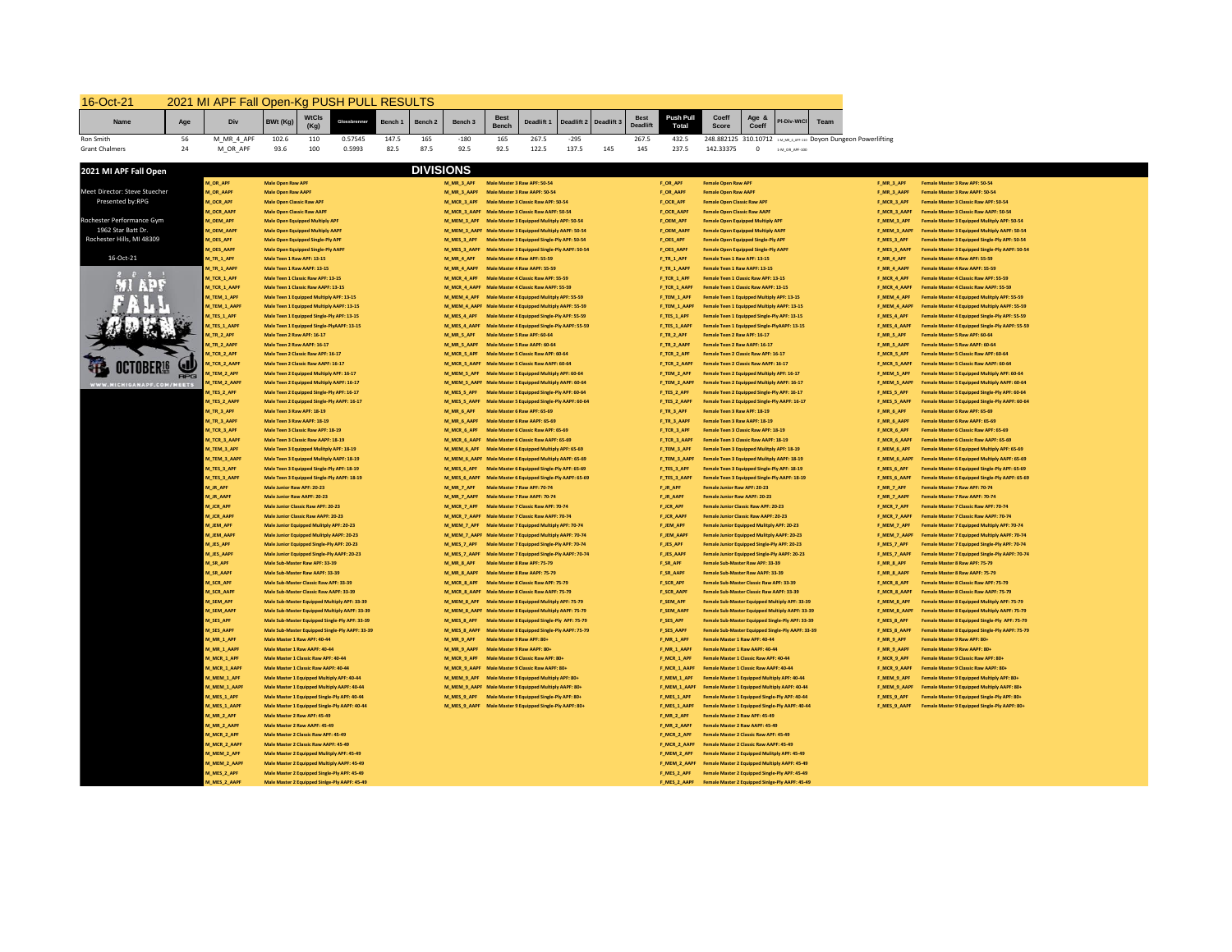# 16-Oct-21 2021 MI APF Fall Open-Kg PUSH PULL RESULTS

| Name | Age | Div | BWt (Kg) | WtCls (Kg) | Glossbrenner | Bench 1 | Bench 2 | Bench 3 | Best Bench | Deadlift 1 | Deadlift 2 | Deadlift 3 | Best Deadlift | Push Pull Total | Coeff Score | Age & Coeff | Pl-Div-WtCl | Team |
|---|---|---|---|---|---|---|---|---|---|---|---|---|---|---|---|---|---|---|
| Ron Smith | 56 | M_MR_4_APF | 102.6 | 110 | 0.57545 | 147.5 | 165 | -180 | 165 | 267.5 | -295 | | 267.5 | 432.5 | 248.882125 | 310.10712 | 1-M_MR_4_APF-110 | Doyon Dungeon Powerlifting |
| Grant Chalmers | 24 | M_OR_APF | 93.6 | 100 | 0.5993 | 82.5 | 87.5 | 92.5 | 92.5 | 122.5 | 137.5 | 145 | 145 | 237.5 | 142.33375 | 0 | 1-M_OR_APF-100 | |

## 2021 MI APF Fall Open

Meet Director: Steve Stuecher

Presented by:RPG

Rochester Performance Gym

1962 Star Batt Dr.

Rochester Hills, MI 48309

16-Oct-21

MI APF FALL OPEN

OCTOBER 16 2021

WWW.MICHIGANAPF.COM/MEETS

## DIVISIONS

| | |
|---|---|
| M_OR_APF | Male Open Raw APF |
| M_OR_AAPF | Male Open Raw AAPF |
| M_OCR_APF | Male Open Classic Raw APF |
| M_OCR_AAPF | Male Open Classic Raw AAPF |
| M_OEM_APF | Male Open Equipped Multiply APF |
| M_OEM_AAPF | Male Open Equipped Multiply AAPF |
| M_OES_APF | Male Open Equipped Single-Ply APF |
| M_OES_AAPF | Male Open Equipped Single-Ply AAPF |
| M_TR_1_APF | Male Teen 1 Raw APF: 13-15 |
| M_TR_1_AAPF | Male Teen 1 Raw AAPF: 13-15 |
| M_TCR_1_APF | Male Teen 1 Classic Raw APF: 13-15 |
| M_TCR_1_AAPF | Male Teen 1 Classic Raw AAPF: 13-15 |
| M_TEM_1_APF | Male Teen 1 Equipped Multiply APF: 13-15 |
| M_TEM_1_AAPF | Male Teen 1 Equipped Multiply AAPF: 13-15 |
| M_TES_1_APF | Male Teen 1 Equipped Single-Ply APF: 13-15 |
| M_TES_1_AAPF | Male Teen 1 Equipped Single-PlyAAPF: 13-15 |
| M_TR_2_APF | Male Teen 2 Raw APF: 16-17 |
| M_TR_2_AAPF | Male Teen 2 Raw AAPF: 16-17 |
| M_TCR_2_APF | Male Teen 2 Classic Raw APF: 16-17 |
| M_TCR_2_AAPF | Male Teen 2 Classic Raw AAPF: 16-17 |
| M_TEM_2_APF | Male Teen 2 Equipped Multiply APF: 16-17 |
| M_TEM_2_AAPF | Male Teen 2 Equipped Multiply AAPF: 16-17 |
| M_TES_2_APF | Male Teen 2 Equipped Single-Ply APF: 16-17 |
| M_TES_2_AAPF | Male Teen 2 Equipped Single-Ply AAPF: 16-17 |
| M_TR_3_APF | Male Teen 3 Raw APF: 18-19 |
| M_TR_3_AAPF | Male Teen 3 Raw AAPF: 18-19 |
| M_TCR_3_APF | Male Teen 3 Classic Raw APF: 18-19 |
| M_TCR_3_AAPF | Male Teen 3 Classic Raw AAPF: 18-19 |
| M_TEM_3_APF | Male Teen 3 Equipped Multiply APF: 18-19 |
| M_TEM_3_AAPF | Male Teen 3 Equipped Multiply AAPF: 18-19 |
| M_TES_3_APF | Male Teen 3 Equipped Single-Ply APF: 18-19 |
| M_TES_3_AAPF | Male Teen 3 Equipped Single-Ply AAPF: 18-19 |
| M_JR_APF | Male Junior Raw APF: 20-23 |
| M_JR_AAPF | Male Junior Raw AAPF: 20-23 |
| M_JCR_APF | Male Junior Classic Raw APF: 20-23 |
| M_JCR_AAPF | Male Junior Classic Raw AAPF: 20-23 |
| M_JEM_APF | Male Junior Equipped Multiply APF: 20-23 |
| M_JEM_AAPF | Male Junior Equipped Mulitply AAPF: 20-23 |
| M_JES_APF | Male Junior Equipped Single-Ply APF: 20-23 |
| M_JES_AAPF | Male Junior Equipped Single-Ply AAPF: 20-23 |
| M_SR_APF | Male Sub-Master Raw APF: 33-39 |
| M_SR_AAPF | Male Sub-Master Raw AAPF: 33-39 |
| M_SCR_APF | Male Sub-Master Classic Raw APF: 33-39 |
| M_SCR_AAPF | Male Sub-Master Classic Raw AAPF: 33-39 |
| M_SEM_APF | Male Sub-Master Equipped Multiply APF: 33-39 |
| M_SEM_AAPF | Male Sub-Master Equipped Multiply AAPF: 33-39 |
| M_SES_APF | Male Sub-Master Equipped Single-Ply APF: 33-39 |
| M_SES_AAPF | Male Sub-Master Equipped Single-Ply AAPF: 33-39 |
| M_MR_1_APF | Male Master 1 Raw APF: 40-44 |
| M_MR_1_AAPF | Male Master 1 Raw AAPF: 40-44 |
| M_MCR_1_APF | Male Master 1 Classic Raw APF: 40-44 |
| M_MCR_1_AAPF | Male Master 1 Classic Raw AAPF: 40-44 |
| M_MEM_1_APF | Male Master 1 Equipped Multiply APF: 40-44 |
| M_MEM_1_AAPF | Male Master 1 Equipped Multiply AAPF: 40-44 |
| M_MES_1_APF | Male Master 1 Equipped Single-Ply APF: 40-44 |
| M_MES_1_AAPF | Male Master 1 Equipped Single-Ply AAPF: 40-44 |
| M_MR_2_APF | Male Master 2 Raw APF: 45-49 |
| M_MR_2_AAPF | Male Master 2 Raw AAPF: 45-49 |
| M_MCR_2_APF | Male Master 2 Classic Raw APF: 45-49 |
| M_MCR_2_AAPF | Male Master 2 Classic Raw AAPF: 45-49 |
| M_MEM_2_APF | Male Master 2 Equipped Multiply APF: 45-49 |
| M_MEM_2_AAPF | Male Master 2 Equipped Multiply AAPF: 45-49 |
| M_MES_2_APF | Male Master 2 Equipped Single-Ply APF: 45-49 |
| M_MES_2_AAPF | Male Master 2 Equipped Sinlge-Ply AAPF: 45-49 |
| M_MR_3_APF | Male Master 3 Raw APF: 50-54 |
| M_MR_3_AAPF | Male Master 3 Raw AAPF: 50-54 |
| M_MCR_3_APF | Male Master 3 Classic Raw APF: 50-54 |
| M_MCR_3_AAPF | Male Master 3 Classic Raw AAPF: 50-54 |
| M_MEM_3_APF | Male Master 3 Equipped Multiply APF: 50-54 |
| M_MEM_3_AAPF | Male Master 3 Equipped Multiply AAPF: 50-54 |
| M_MES_3_APF | Male Master 3 Equipped Single-Ply APF: 50-54 |
| M_MES_3_AAPF | Male Master 3 Equipped Single-Ply AAPF: 50-54 |
| M_MR_4_APF | Male Master 4 Raw APF: 55-59 |
| M_MR_4_AAPF | Male Master 4 Raw AAPF: 55-59 |
| M_MCR_4_APF | Male Master 4 Classic Raw APF: 55-59 |
| M_MCR_4_AAPF | Male Master 4 Classic Raw AAPF: 55-59 |
| M_MEM_4_APF | Male Master 4 Equipped Multiply APF: 55-59 |
| M_MEM_4_AAPF | Male Master 4 Equipped Multiply AAPF: 55-59 |
| M_MES_4_APF | Male Master 4 Equipped Single-Ply APF: 55-59 |
| M_MES_4_AAPF | Male Master 4 Equipped Single-Ply AAPF: 55-59 |
| M_MR_5_APF | Male Master 5 Raw APF: 60-64 |
| M_MR_5_AAPF | Male Master 5 Raw AAPF: 60-64 |
| M_MCR_5_APF | Male Master 5 Classic Raw APF: 60-64 |
| M_MCR_5_AAPF | Male Master 5 Classic Raw AAPF: 60-64 |
| M_MEM_5_APF | Male Master 5 Equipped Multiply APF: 60-64 |
| M_MEM_5_AAPF | Male Master 5 Equipped Multiply AAPF: 60-64 |
| M_MES_5_APF | Male Master 5 Equipped Single-Ply APF: 60-64 |
| M_MES_5_AAPF | Male Master 5 Equipped Single-Ply AAPF: 60-64 |
| M_MR_6_APF | Male Master 6 Raw APF: 65-69 |
| M_MR_6_AAPF | Male Master 6 Raw AAPF: 65-69 |
| M_MCR_6_APF | Male Master 6 Classic Raw APF: 65-69 |
| M_MCR_6_AAPF | Male Master 6 Classic Raw AAPF: 65-69 |
| M_MEM_6_APF | Male Master 6 Equipped Multiply APF: 65-69 |
| M_MEM_6_AAPF | Male Master 6 Equipped Multiply AAPF: 65-69 |
| M_MES_6_APF | Male Master 6 Equipped Single-Ply APF: 65-69 |
| M_MES_6_AAPF | Male Master 6 Equipped Single-Ply AAPF: 65-69 |
| M_MR_7_APF | Male Master 7 Raw APF: 70-74 |
| M_MR_7_AAPF | Male Master 7 Raw AAPF: 70-74 |
| M_MCR_7_APF | Male Master 7 Classic Raw APF: 70-74 |
| M_MCR_7_AAPF | Male Master 7 Classic Raw AAPF: 70-74 |
| M_MEM_7_APF | Male Master 7 Equipped Multiply APF: 70-74 |
| M_MEM_7_AAPF | Male Master 7 Equipped Multiply AAPF: 70-74 |
| M_MES_7_APF | Male Master 7 Equipped Single-Ply APF: 70-74 |
| M_MES_7_AAPF | Male Master 7 Equipped Single-Ply AAPF: 70-74 |
| M_MR_8_APF | Male Master 8 Raw APF: 75-79 |
| M_MR_8_AAPF | Male Master 8 Raw AAPF: 75-79 |
| M_MCR_8_APF | Male Master 8 Classic Raw APF: 75-79 |
| M_MCR_8_AAPF | Male Master 8 Classic Raw AAPF: 75-79 |
| M_MEM_8_APF | Male Master 8 Equipped Multiply APF: 75-79 |
| M_MEM_8_AAPF | Male Master 8 Equipped Multiply AAPF: 75-79 |
| M_MES_8_APF | Male Master 8 Equipped Single-Ply APF: 75-79 |
| M_MES_8_AAPF | Male Master 8 Equipped Single-Ply AAPF: 75-79 |
| M_MR_9_APF | Male Master 9 Raw APF: 80+ |
| M_MR_9_AAPF | Male Master 9 Raw AAPF: 80+ |
| M_MCR_9_APF | Male Master 9 Classic Raw APF: 80+ |
| M_MCR_9_AAPF | Male Master 9 Classic Raw AAPF: 80+ |
| M_MEM_9_APF | Male Master 9 Equipped Multiply APF: 80+ |
| M_MEM_9_AAPF | Male Master 9 Equipped Multiply AAPF: 80+ |
| M_MES_9_APF | Male Master 9 Equipped Single-Ply APF: 80+ |
| M_MES_9_AAPF | Male Master 9 Equipped Single-Ply AAPF: 80+ |
| F_OR_APF | Female Open Raw APF |
| F_OR_AAPF | Female Open Raw AAPF |
| F_OCR_APF | Female Open Classic Raw APF |
| F_OCR_AAPF | Female Open Classic Raw AAPF |
| F_OEM_APF | Female Open Equipped Multiply APF |
| F_OEM_AAPF | Female Open Equipped Multiply AAPF |
| F_OES_APF | Female Open Equipped Single-Ply APF |
| F_OES_AAPF | Female Open Equipped Single-Ply AAPF |
| F_TR_1_APF | Female Teen 1 Raw APF: 13-15 |
| F_TR_1_AAPF | Female Teen 1 Raw AAPF: 13-15 |
| F_TCR_1_APF | Female Teen 1 Classic Raw APF: 13-15 |
| F_TCR_1_AAPF | Female Teen 1 Classic Raw AAPF: 13-15 |
| F_TEM_1_APF | Female Teen 1 Equipped Multiply APF: 13-15 |
| F_TEM_1_AAPF | Female Teen 1 Equipped Multiply AAPF: 13-15 |
| F_TES_1_APF | Female Teen 1 Equipped Single-Ply APF: 13-15 |
| F_TES_1_AAPF | Female Teen 1 Equipped Single-PlyAAPF: 13-15 |
| F_TR_2_APF | Female Teen 2 Raw APF: 16-17 |
| F_TR_2_AAPF | Female Teen 2 Raw AAPF: 16-17 |
| F_TCR_2_APF | Female Teen 2 Classic Raw APF: 16-17 |
| F_TCR_2_AAPF | Female Teen 2 Classic Raw AAPF: 16-17 |
| F_TEM_2_APF | Female Teen 2 Equipped Multiply APF: 16-17 |
| F_TEM_2_AAPF | Female Teen 2 Equipped Multiply AAPF: 16-17 |
| F_TES_2_APF | Female Teen 2 Equipped Single-Ply APF: 16-17 |
| F_TES_2_AAPF | Female Teen 2 Equipped Single-Ply AAPF: 16-17 |
| F_TR_3_APF | Female Teen 3 Raw APF: 18-19 |
| F_TR_3_AAPF | Female Teen 3 Raw AAPF: 18-19 |
| F_TCR_3_APF | Female Teen 3 Classic Raw APF: 18-19 |
| F_TCR_3_AAPF | Female Teen 3 Classic Raw AAPF: 18-19 |
| F_TEM_3_APF | Female Teen 3 Equipped Multiply APF: 18-19 |
| F_TEM_3_AAPF | Female Teen 3 Equipped Multiply AAPF: 18-19 |
| F_TES_3_APF | Female Teen 3 Equipped Single-Ply APF: 18-19 |
| F_TES_3_AAPF | Female Teen 3 Equipped Single-Ply AAPF: 18-19 |
| F_JR_APF | Female Junior Raw APF: 20-23 |
| F_JR_AAPF | Female Junior Raw AAPF: 20-23 |
| F_JCR_APF | Female Junior Classic Raw APF: 20-23 |
| F_JCR_AAPF | Female Junior Classic Raw AAPF: 20-23 |
| F_JEM_APF | Female Junior Equipped Multiply APF: 20-23 |
| F_JEM_AAPF | Female Junior Equipped Mulitply AAPF: 20-23 |
| F_JES_APF | Female Junior Equipped Single-Ply APF: 20-23 |
| F_JES_AAPF | Female Junior Equipped Single-Ply AAPF: 20-23 |
| F_SR_APF | Female Sub-Master Raw APF: 33-39 |
| F_SR_AAPF | Female Sub-Master Raw AAPF: 33-39 |
| F_SCR_APF | Female Sub-Master Classic Raw APF: 33-39 |
| F_SCR_AAPF | Female Sub-Master Classic Raw AAPF: 33-39 |
| F_SEM_APF | Female Sub-Master Equipped Multiply APF: 33-39 |
| F_SEM_AAPF | Female Sub-Master Equipped Multiply AAPF: 33-39 |
| F_SES_APF | Female Sub-Master Equipped Single-Ply APF: 33-39 |
| F_SES_AAPF | Female Sub-Master Equipped Single-Ply AAPF: 33-39 |
| F_MR_1_APF | Female Master 1 Raw APF: 40-44 |
| F_MR_1_AAPF | Female Master 1 Raw AAPF: 40-44 |
| F_MCR_1_APF | Female Master 1 Classic Raw APF: 40-44 |
| F_MCR_1_AAPF | Female Master 1 Classic Raw AAPF: 40-44 |
| F_MEM_1_APF | Female Master 1 Equipped Multiply APF: 40-44 |
| F_MEM_1_AAPF | Female Master 1 Equipped Multiply AAPF: 40-44 |
| F_MES_1_APF | Female Master 1 Equipped Single-Ply APF: 40-44 |
| F_MES_1_AAPF | Female Master 1 Equipped Single-Ply AAPF: 40-44 |
| F_MR_2_APF | Female Master 2 Raw APF: 45-49 |
| F_MR_2_AAPF | Female Master 2 Raw AAPF: 45-49 |
| F_MCR_2_APF | Female Master 2 Classic Raw APF: 45-49 |
| F_MCR_2_AAPF | Female Master 2 Classic Raw AAPF: 45-49 |
| F_MEM_2_APF | Female Master 2 Equipped Multiply APF: 45-49 |
| F_MEM_2_AAPF | Female Master 2 Equipped Multiply AAPF: 45-49 |
| F_MES_2_APF | Female Master 2 Equipped Single-Ply APF: 45-49 |
| F_MES_2_AAPF | Female Master 2 Equipped Sinlge-Ply AAPF: 45-49 |
| F_MR_3_APF | Female Master 3 Raw APF: 50-54 |
| F_MR_3_AAPF | Female Master 3 Raw AAPF: 50-54 |
| F_MCR_3_APF | Female Master 3 Classic Raw APF: 50-54 |
| F_MCR_3_AAPF | Female Master 3 Classic Raw AAPF: 50-54 |
| F_MEM_3_APF | Female Master 3 Equipped Multiply APF: 50-54 |
| F_MEM_3_AAPF | Female Master 3 Equipped Multiply AAPF: 50-54 |
| F_MES_3_APF | Female Master 3 Equipped Single-Ply APF: 50-54 |
| F_MES_3_AAPF | Female Master 3 Equipped Single-Ply AAPF: 50-54 |
| F_MR_4_APF | Female Master 4 Raw APF: 55-59 |
| F_MR_4_AAPF | Female Master 4 Raw AAPF: 55-59 |
| F_MCR_4_APF | Female Master 4 Classic Raw APF: 55-59 |
| F_MCR_4_AAPF | Female Master 4 Classic Raw AAPF: 55-59 |
| F_MEM_4_APF | Female Master 4 Equipped Multiply APF: 55-59 |
| F_MEM_4_AAPF | Female Master 4 Equipped Multiply AAPF: 55-59 |
| F_MES_4_APF | Female Master 4 Equipped Single-Ply APF: 55-59 |
| F_MES_4_AAPF | Female Master 4 Equipped Single-Ply AAPF: 55-59 |
| F_MR_5_APF | Female Master 5 Raw APF: 60-64 |
| F_MR_5_AAPF | Female Master 5 Raw AAPF: 60-64 |
| F_MCR_5_APF | Female Master 5 Classic Raw APF: 60-64 |
| F_MCR_5_AAPF | Female Master 5 Classic Raw AAPF: 60-64 |
| F_MEM_5_APF | Female Master 5 Equipped Multiply APF: 60-64 |
| F_MEM_5_AAPF | Female Master 5 Equipped Multiply AAPF: 60-64 |
| F_MES_5_APF | Female Master 5 Equipped Single-Ply APF: 60-64 |
| F_MES_5_AAPF | Female Master 5 Equipped Single-Ply AAPF: 60-64 |
| F_MR_6_APF | Female Master 6 Raw APF: 65-69 |
| F_MR_6_AAPF | Female Master 6 Raw AAPF: 65-69 |
| F_MCR_6_APF | Female Master 6 Classic Raw APF: 65-69 |
| F_MCR_6_AAPF | Female Master 6 Classic Raw AAPF: 65-69 |
| F_MEM_6_APF | Female Master 6 Equipped Multiply APF: 65-69 |
| F_MEM_6_AAPF | Female Master 6 Equipped Multiply AAPF: 65-69 |
| F_MES_6_APF | Female Master 6 Equipped Single-Ply APF: 65-69 |
| F_MES_6_AAPF | Female Master 6 Equipped Single-Ply AAPF: 65-69 |
| F_MR_7_APF | Female Master 7 Raw APF: 70-74 |
| F_MR_7_AAPF | Female Master 7 Raw AAPF: 70-74 |
| F_MCR_7_APF | Female Master 7 Classic Raw APF: 70-74 |
| F_MCR_7_AAPF | Female Master 7 Classic Raw AAPF: 70-74 |
| F_MEM_7_APF | Female Master 7 Equipped Multiply APF: 70-74 |
| F_MEM_7_AAPF | Female Master 7 Equipped Multiply AAPF: 70-74 |
| F_MES_7_APF | Female Master 7 Equipped Single-Ply APF: 70-74 |
| F_MES_7_AAPF | Female Master 7 Equipped Single-Ply AAPF: 70-74 |
| F_MR_8_APF | Female Master 8 Raw APF: 75-79 |
| F_MR_8_AAPF | Female Master 8 Raw AAPF: 75-79 |
| F_MCR_8_APF | Female Master 8 Classic Raw APF: 75-79 |
| F_MCR_8_AAPF | Female Master 8 Classic Raw AAPF: 75-79 |
| F_MEM_8_APF | Female Master 8 Equipped Multiply APF: 75-79 |
| F_MEM_8_AAPF | Female Master 8 Equipped Multiply AAPF: 75-79 |
| F_MES_8_APF | Female Master 8 Equipped Single-Ply APF: 75-79 |
| F_MES_8_AAPF | Female Master 8 Equipped Single-Ply AAPF: 75-79 |
| F_MR_9_APF | Female Master 9 Raw APF: 80+ |
| F_MR_9_AAPF | Female Master 9 Raw AAPF: 80+ |
| F_MCR_9_APF | Female Master 9 Classic Raw APF: 80+ |
| F_MCR_9_AAPF | Female Master 9 Classic Raw AAPF: 80+ |
| F_MEM_9_APF | Female Master 9 Equipped Multiply APF: 80+ |
| F_MEM_9_AAPF | Female Master 9 Equipped Multiply AAPF: 80+ |
| F_MES_9_APF | Female Master 9 Equipped Single-Ply APF: 80+ |
| F_MES_9_AAPF | Female Master 9 Equipped Single-Ply AAPF: 80+ |